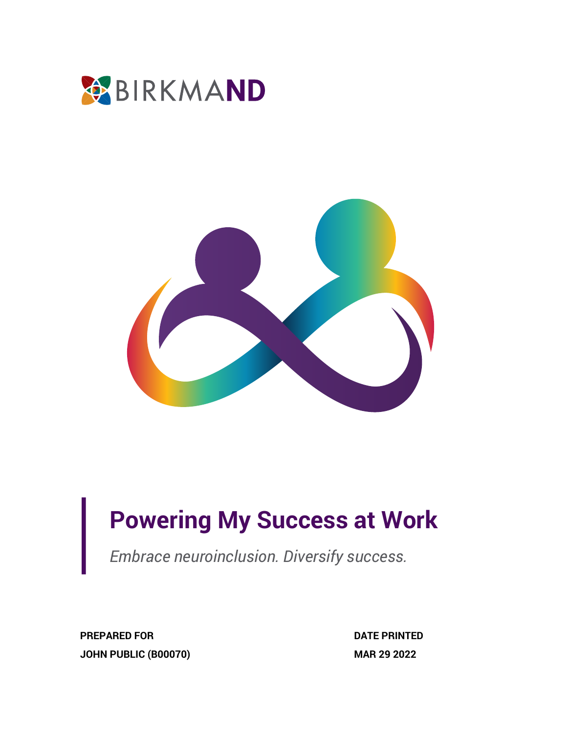BIRKMAND

# Powering My Success at Work

*Embrace neuroinclusion. Diversify success.*

**PREPARED FOR**
**JOHN PUBLIC (B00070)**

**DATE PRINTED**
**MAR 29 2022**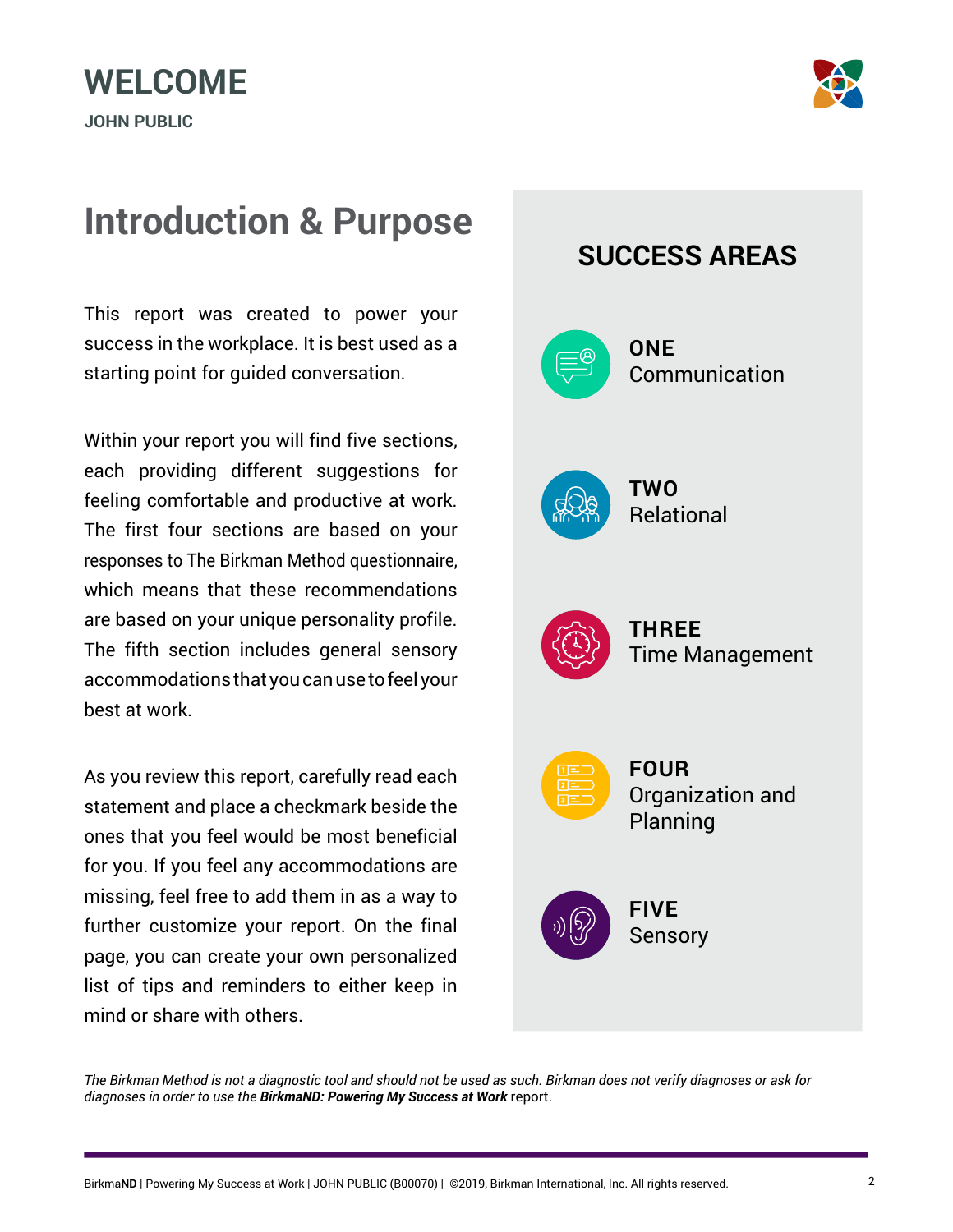# WELCOME

**JOHN PUBLIC**

## Introduction & Purpose

This report was created to power your success in the workplace. It is best used as a starting point for guided conversation.

Within your report you will find five sections, each providing different suggestions for feeling comfortable and productive at work. The first four sections are based on your responses to The Birkman Method questionnaire, which means that these recommendations are based on your unique personality profile. The fifth section includes general sensory accommodations that you can use to feel your best at work.

As you review this report, carefully read each statement and place a checkmark beside the ones that you feel would be most beneficial for you. If you feel any accommodations are missing, feel free to add them in as a way to further customize your report. On the final page, you can create your own personalized list of tips and reminders to either keep in mind or share with others.

## SUCCESS AREAS

**ONE**
Communication

**TWO**
Relational

**THREE**
Time Management

**FOUR**
Organization and Planning

**FIVE**
Sensory

*The Birkman Method is not a diagnostic tool and should not be used as such. Birkman does not verify diagnoses or ask for diagnoses in order to use the* ***BirkmaND: Powering My Success at Work*** report.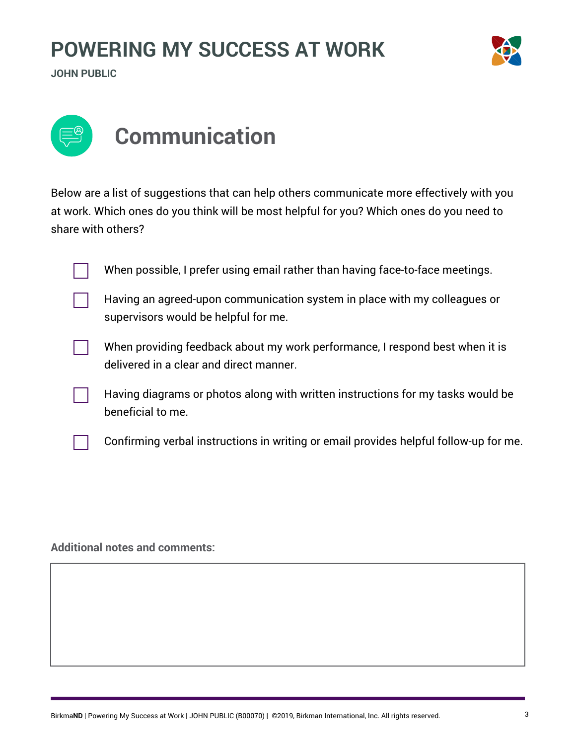# POWERING MY SUCCESS AT WORK

**JOHN PUBLIC**

## Communication

Below are a list of suggestions that can help others communicate more effectively with you at work. Which ones do you think will be most helpful for you? Which ones do you need to share with others?

- [ ] When possible, I prefer using email rather than having face-to-face meetings.
- [ ] Having an agreed-upon communication system in place with my colleagues or supervisors would be helpful for me.
- [ ] When providing feedback about my work performance, I respond best when it is delivered in a clear and direct manner.
- [ ] Having diagrams or photos along with written instructions for my tasks would be beneficial to me.
- [ ] Confirming verbal instructions in writing or email provides helpful follow-up for me.

**Additional notes and comments:**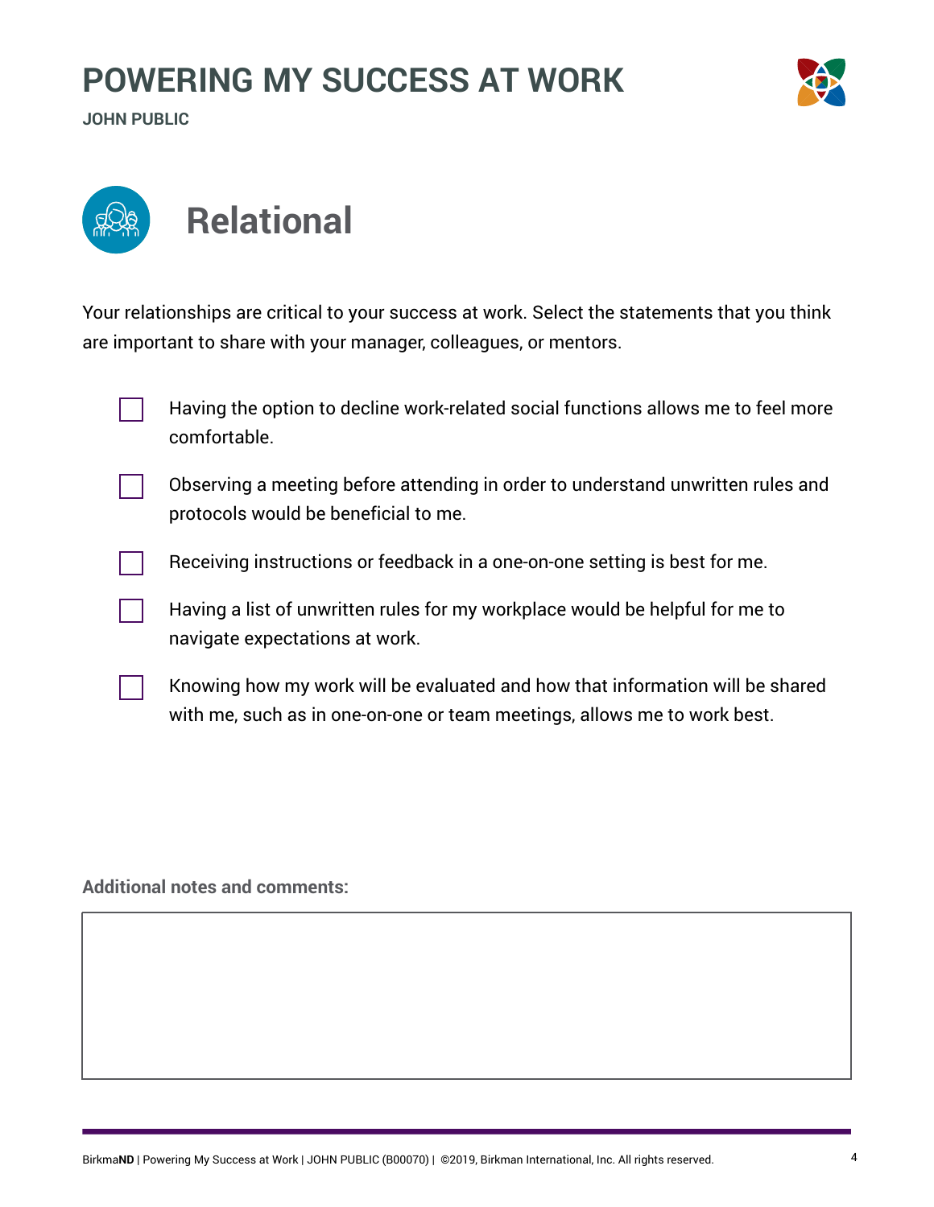# POWERING MY SUCCESS AT WORK

**JOHN PUBLIC**

## Relational

Your relationships are critical to your success at work. Select the statements that you think are important to share with your manager, colleagues, or mentors.

- [ ] Having the option to decline work-related social functions allows me to feel more comfortable.
- [ ] Observing a meeting before attending in order to understand unwritten rules and protocols would be beneficial to me.
- [ ] Receiving instructions or feedback in a one-on-one setting is best for me.
- [ ] Having a list of unwritten rules for my workplace would be helpful for me to navigate expectations at work.
- [ ] Knowing how my work will be evaluated and how that information will be shared with me, such as in one-on-one or team meetings, allows me to work best.

**Additional notes and comments:**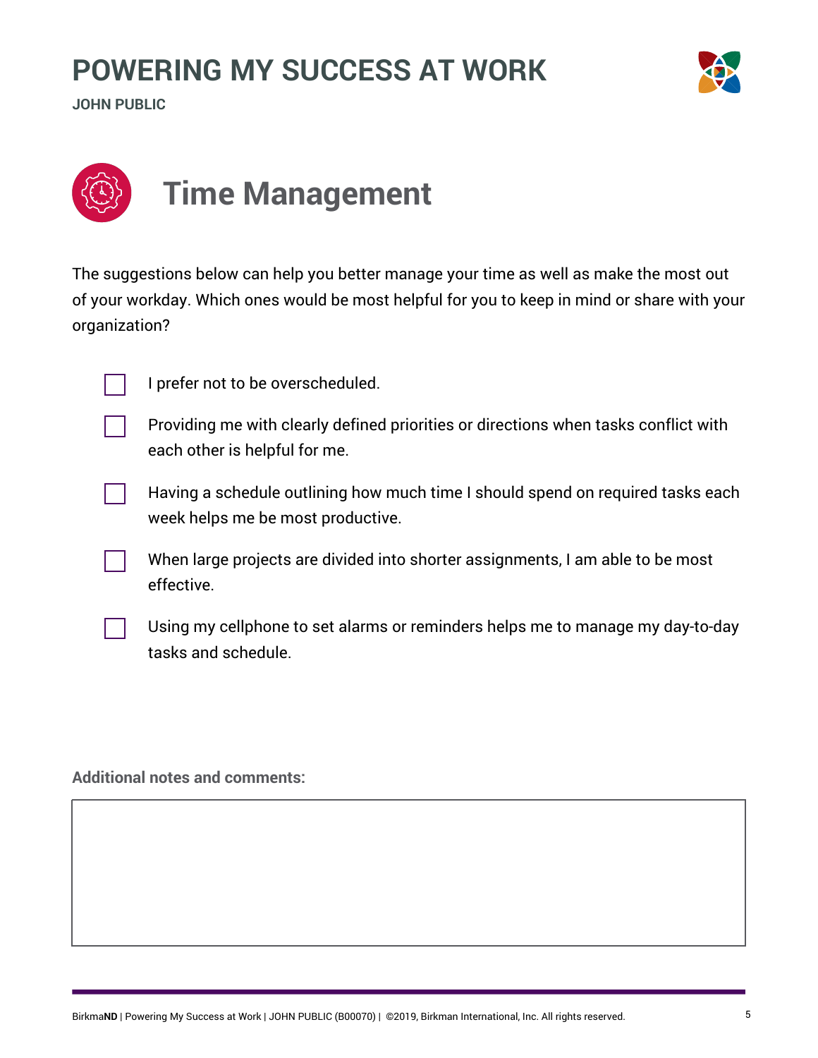# Time Management

The suggestions below can help you better manage your time as well as make the most out of your workday. Which ones would be most helpful for you to keep in mind or share with your organization?

- [ ] I prefer not to be overscheduled.
- [ ] Providing me with clearly defined priorities or directions when tasks conflict with each other is helpful for me.
- [ ] Having a schedule outlining how much time I should spend on required tasks each week helps me be most productive.
- [ ] When large projects are divided into shorter assignments, I am able to be most effective.
- [ ] Using my cellphone to set alarms or reminders helps me to manage my day-to-day tasks and schedule.

**Additional notes and comments:**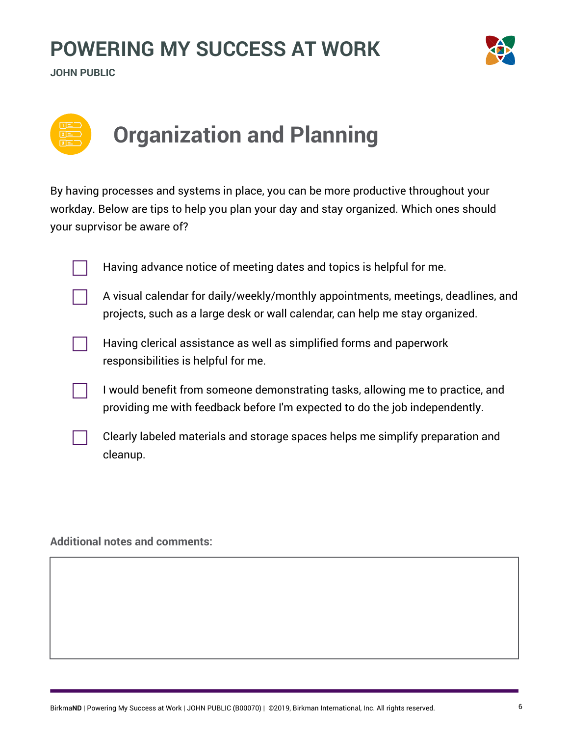# POWERING MY SUCCESS AT WORK

**JOHN PUBLIC**

## Organization and Planning

By having processes and systems in place, you can be more productive throughout your workday. Below are tips to help you plan your day and stay organized. Which ones should your suprvisor be aware of?

- [ ] Having advance notice of meeting dates and topics is helpful for me.
- [ ] A visual calendar for daily/weekly/monthly appointments, meetings, deadlines, and projects, such as a large desk or wall calendar, can help me stay organized.
- [ ] Having clerical assistance as well as simplified forms and paperwork responsibilities is helpful for me.
- [ ] I would benefit from someone demonstrating tasks, allowing me to practice, and providing me with feedback before I'm expected to do the job independently.
- [ ] Clearly labeled materials and storage spaces helps me simplify preparation and cleanup.

**Additional notes and comments:**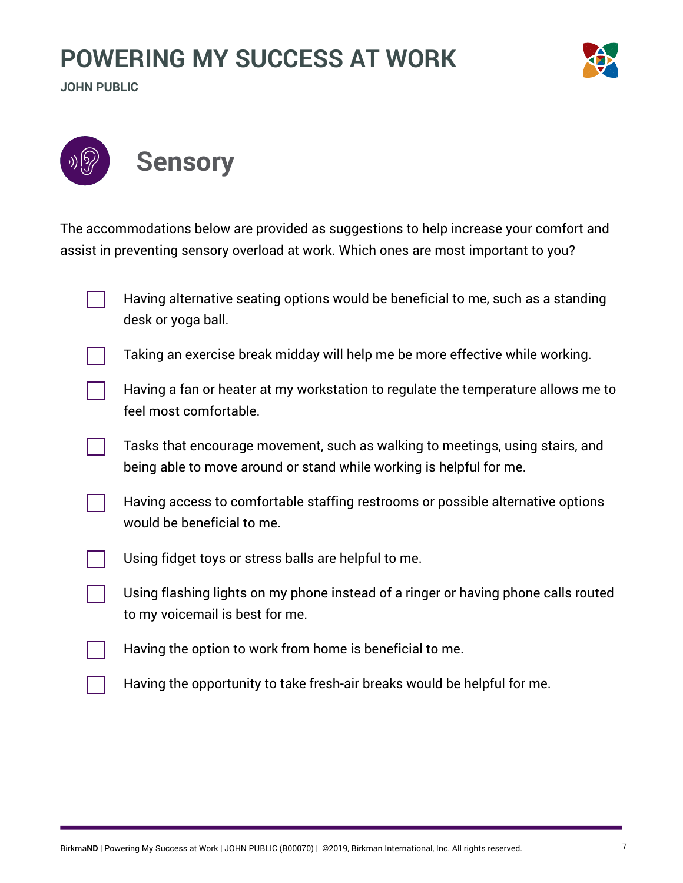# POWERING MY SUCCESS AT WORK

**JOHN PUBLIC**

## Sensory

The accommodations below are provided as suggestions to help increase your comfort and assist in preventing sensory overload at work. Which ones are most important to you?

- [ ] Having alternative seating options would be beneficial to me, such as a standing desk or yoga ball.
- [ ] Taking an exercise break midday will help me be more effective while working.
- [ ] Having a fan or heater at my workstation to regulate the temperature allows me to feel most comfortable.
- [ ] Tasks that encourage movement, such as walking to meetings, using stairs, and being able to move around or stand while working is helpful for me.
- [ ] Having access to comfortable staffing restrooms or possible alternative options would be beneficial to me.
- [ ] Using fidget toys or stress balls are helpful to me.
- [ ] Using flashing lights on my phone instead of a ringer or having phone calls routed to my voicemail is best for me.
- [ ] Having the option to work from home is beneficial to me.
- [ ] Having the opportunity to take fresh-air breaks would be helpful for me.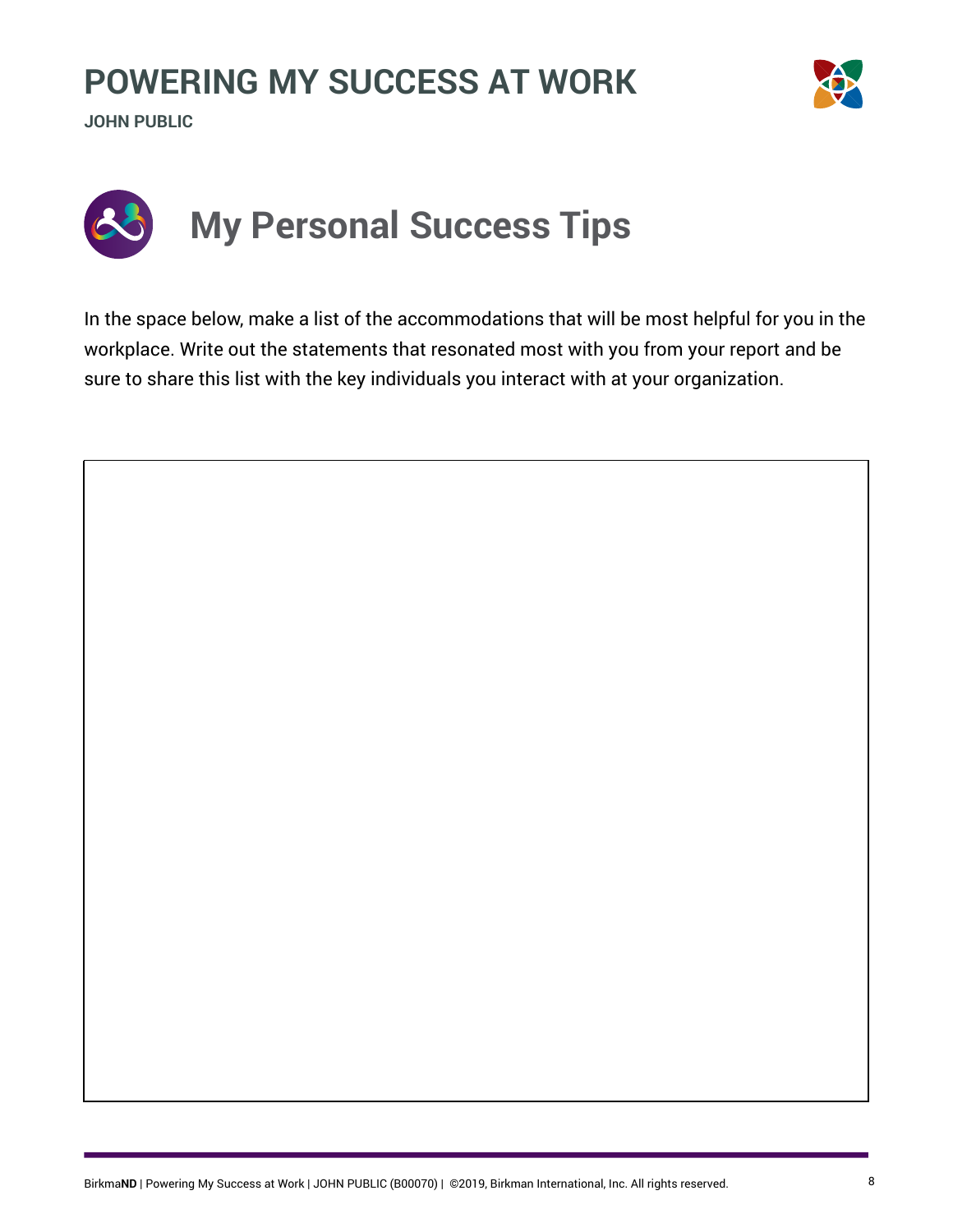# POWERING MY SUCCESS AT WORK

**JOHN PUBLIC**

## My Personal Success Tips

In the space below, make a list of the accommodations that will be most helpful for you in the workplace. Write out the statements that resonated most with you from your report and be sure to share this list with the key individuals you interact with at your organization.